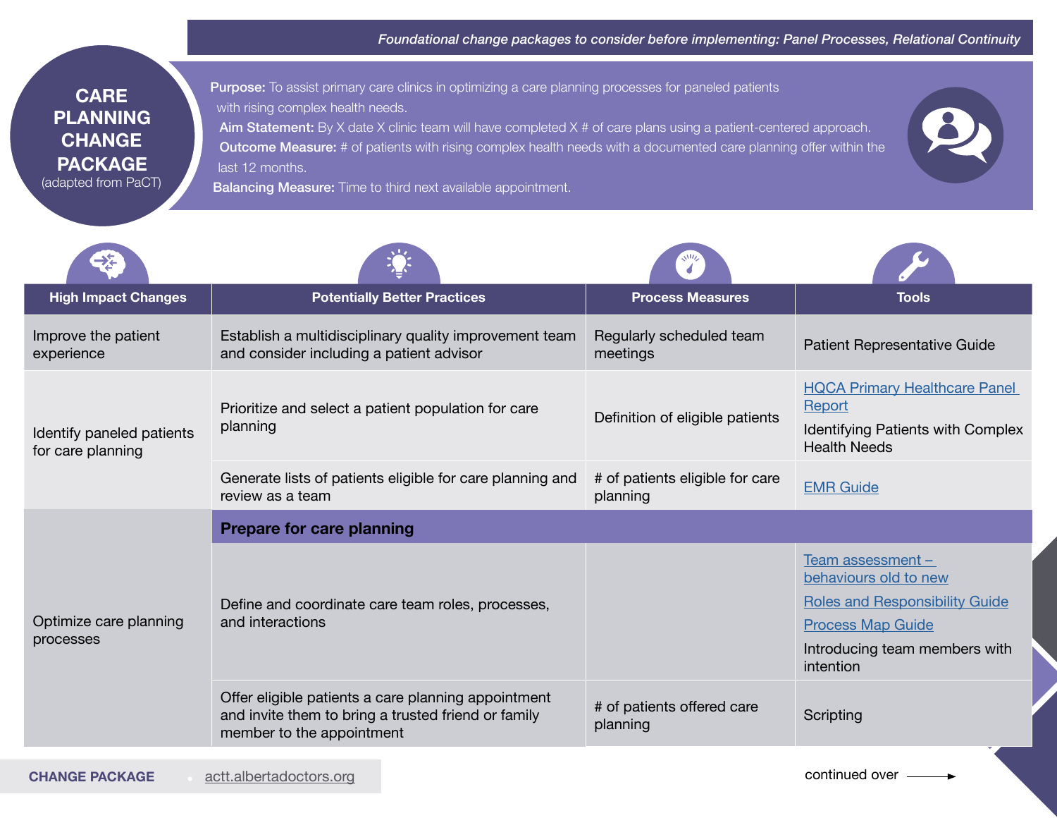*Foundational change packages to consider before implementing: Panel Processes, Relational Continuity*

# CARE PLANNING CHANGE PACKAGE
(adapted from PaCT)

**Purpose:** To assist primary care clinics in optimizing a care planning processes for paneled patients with rising complex health needs.

**Aim Statement:** By X date X clinic team will have completed X # of care plans using a patient-centered approach.

**Outcome Measure:** # of patients with rising complex health needs with a documented care planning offer within the last 12 months.

**Balancing Measure:** Time to third next available appointment.

| High Impact Changes | Potentially Better Practices | Process Measures | Tools |
|---|---|---|---|
| Improve the patient experience | Establish a multidisciplinary quality improvement team and consider including a patient advisor | Regularly scheduled team meetings | Patient Representative Guide |
| Identify paneled patients for care planning | Prioritize and select a patient population for care planning | Definition of eligible patients | HQCA Primary Healthcare Panel Report<br>Identifying Patients with Complex Health Needs |
| | Generate lists of patients eligible for care planning and review as a team | # of patients eligible for care planning | EMR Guide |
| Optimize care planning processes | **Prepare for care planning** | | |
| | Define and coordinate care team roles, processes, and interactions | | Team assessment – behaviours old to new<br>Roles and Responsibility Guide<br>Process Map Guide<br>Introducing team members with intention |
| | Offer eligible patients a care planning appointment and invite them to bring a trusted friend or family member to the appointment | # of patients offered care planning | Scripting |

CHANGE PACKAGE • actt.albertadoctors.org

continued over →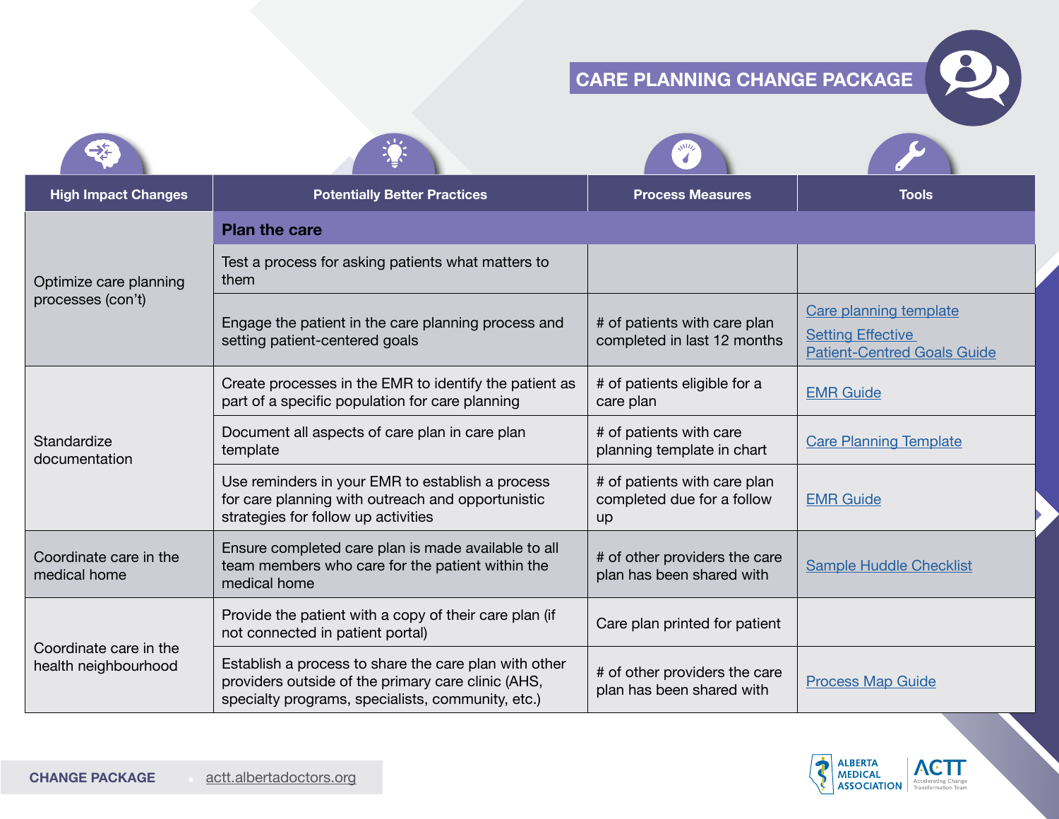# CARE PLANNING CHANGE PACKAGE

| High Impact Changes | Potentially Better Practices | Process Measures | Tools |
|---|---|---|---|
| | **Plan the care** | | |
| Optimize care planning processes (con't) | Test a process for asking patients what matters to them | | |
| | Engage the patient in the care planning process and setting patient-centered goals | # of patients with care plan completed in last 12 months | Care planning template<br>Setting Effective Patient-Centred Goals Guide |
| Standardize documentation | Create processes in the EMR to identify the patient as part of a specific population for care planning | # of patients eligible for a care plan | EMR Guide |
| | Document all aspects of care plan in care plan template | # of patients with care planning template in chart | Care Planning Template |
| | Use reminders in your EMR to establish a process for care planning with outreach and opportunistic strategies for follow up activities | # of patients with care plan completed due for a follow up | EMR Guide |
| Coordinate care in the medical home | Ensure completed care plan is made available to all team members who care for the patient within the medical home | # of other providers the care plan has been shared with | Sample Huddle Checklist |
| Coordinate care in the health neighbourhood | Provide the patient with a copy of their care plan (if not connected in patient portal) | Care plan printed for patient | |
| | Establish a process to share the care plan with other providers outside of the primary care clinic (AHS, specialty programs, specialists, community, etc.) | # of other providers the care plan has been shared with | Process Map Guide |

CHANGE PACKAGE • actt.albertadoctors.org

ALBERTA MEDICAL ASSOCIATION | ACTT Accelerating Change Transformation Team